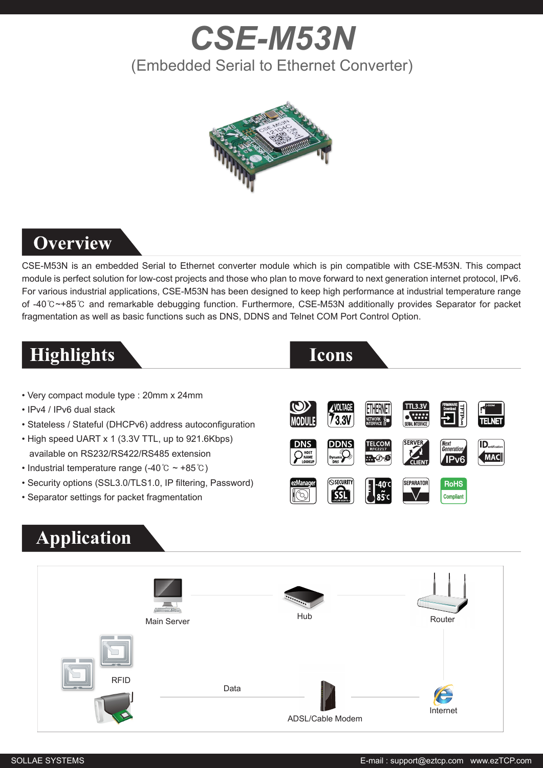# CSE-M53N

(Embedded Serial to Ethernet Converter)

## Overview

CSE-M53N is an embedded Serial to Ethernet converter module which is pin compatible with CSE-M53N. This compact module is perfect solution for low-cost projects and those who plan to move forward to next generation internet protocol, IPv6. For various industrial applications, CSE-M53N has been designed to keep high performance at industrial temperature range of -40℃~+85℃ and remarkable debugging function. Furthermore, CSE-M53N additionally provides Separator for packet fragmentation as well as basic functions such as DNS, DDNS and Telnet COM Port Control Option.

## Highlights

- Very compact module type : 20mm x 24mm
- IPv4 / IPv6 dual stack
- Stateless / Stateful (DHCPv6) address autoconfiguration
- High speed UART x 1 (3.3V TTL, up to 921.6Kbps) available on RS232/RS422/RS485 extension
- Industrial temperature range (-40℃ ~ +85℃)
- Security options (SSL3.0/TLS1.0, IP filtering, Password)
- Separator settings for packet fragmentation

## Icons

## Application

Main Server

Hub

Router

RFID

Data

ADSL/Cable Modem

Internet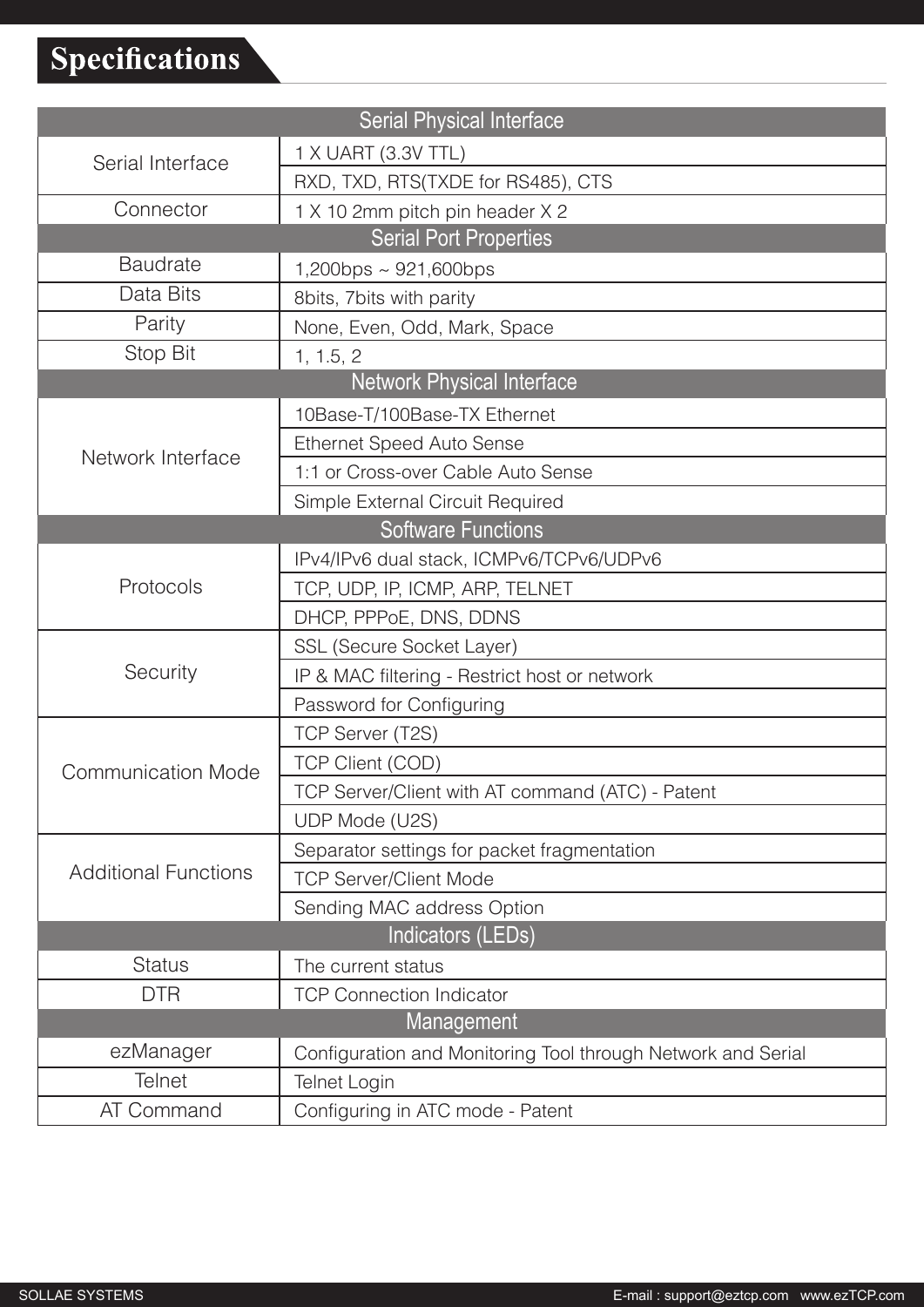# Specifications

| Serial Physical Interface | |
|---|---|
| Serial Interface | 1 X UART (3.3V TTL) |
| | RXD, TXD, RTS(TXDE for RS485), CTS |
| Connector | 1 X 10 2mm pitch pin header X 2 |
| **Serial Port Properties** | |
| Baudrate | 1,200bps ~ 921,600bps |
| Data Bits | 8bits, 7bits with parity |
| Parity | None, Even, Odd, Mark, Space |
| Stop Bit | 1, 1.5, 2 |
| **Network Physical Interface** | |
| Network Interface | 10Base-T/100Base-TX Ethernet |
| | Ethernet Speed Auto Sense |
| | 1:1 or Cross-over Cable Auto Sense |
| | Simple External Circuit Required |
| **Software Functions** | |
| Protocols | IPv4/IPv6 dual stack, ICMPv6/TCPv6/UDPv6 |
| | TCP, UDP, IP, ICMP, ARP, TELNET |
| | DHCP, PPPoE, DNS, DDNS |
| Security | SSL (Secure Socket Layer) |
| | IP & MAC filtering - Restrict host or network |
| | Password for Configuring |
| Communication Mode | TCP Server (T2S) |
| | TCP Client (COD) |
| | TCP Server/Client with AT command (ATC) - Patent |
| | UDP Mode (U2S) |
| Additional Functions | Separator settings for packet fragmentation |
| | TCP Server/Client Mode |
| | Sending MAC address Option |
| **Indicators (LEDs)** | |
| Status | The current status |
| DTR | TCP Connection Indicator |
| **Management** | |
| ezManager | Configuration and Monitoring Tool through Network and Serial |
| Telnet | Telnet Login |
| AT Command | Configuring in ATC mode - Patent |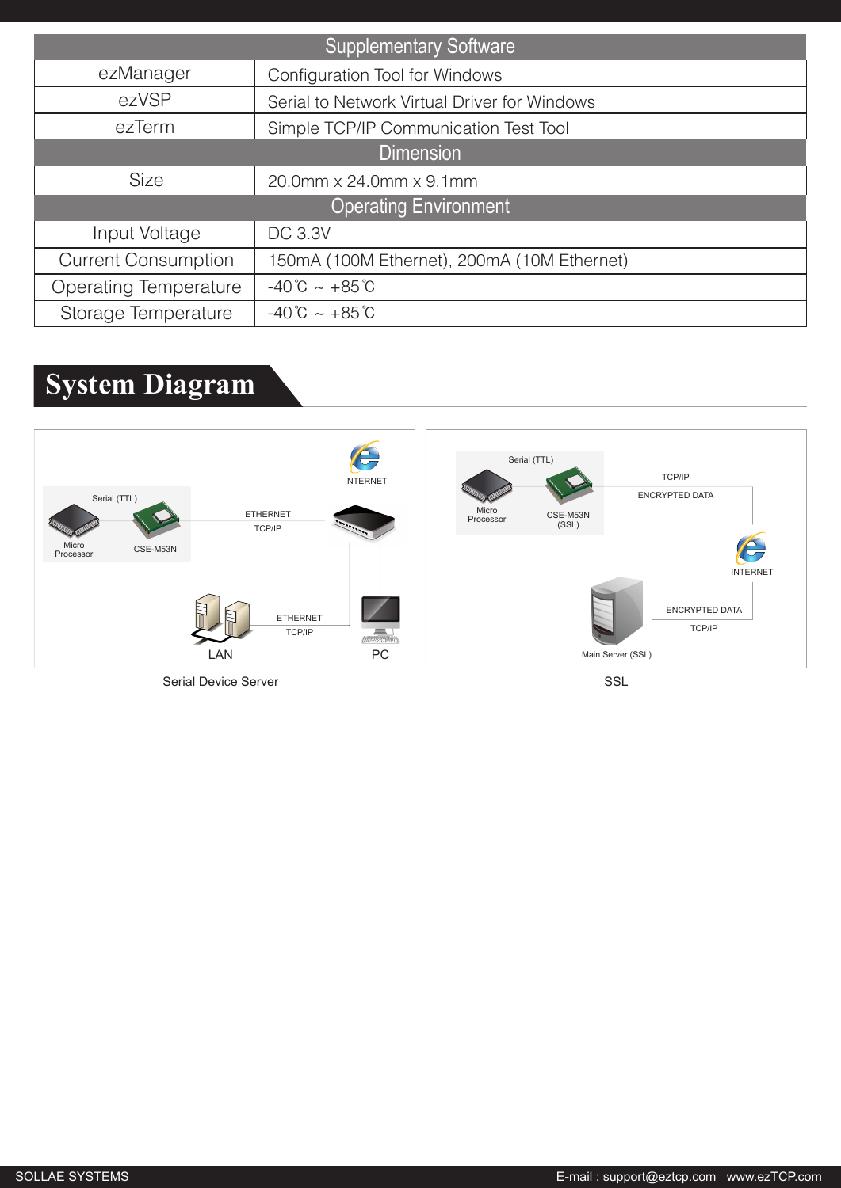| Supplementary Software | |
|---|---|
| ezManager | Configuration Tool for Windows |
| ezVSP | Serial to Network Virtual Driver for Windows |
| ezTerm | Simple TCP/IP Communication Test Tool |
| **Dimension** | |
| Size | 20.0mm x 24.0mm x 9.1mm |
| **Operating Environment** | |
| Input Voltage | DC 3.3V |
| Current Consumption | 150mA (100M Ethernet), 200mA (10M Ethernet) |
| Operating Temperature | -40℃ ~ +85℃ |
| Storage Temperature | -40℃ ~ +85℃ |

# System Diagram

INTERNET
Serial (TTL)
ETHERNET
TCP/IP
Micro Processor
CSE-M53N
ETHERNET
TCP/IP
LAN
PC

Serial Device Server

Serial (TTL)
TCP/IP
ENCRYPTED DATA
Micro Processor
CSE-M53N (SSL)
INTERNET
ENCRYPTED DATA
TCP/IP
Main Server (SSL)

SSL